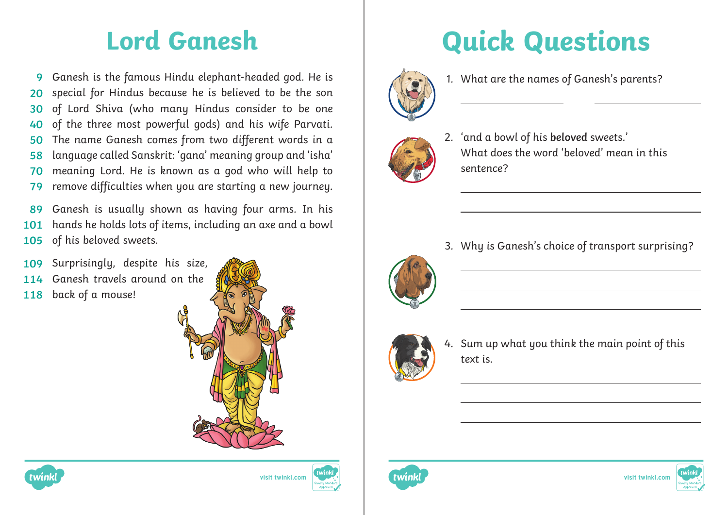# Lord Ganesh

9 Ganesh is the famous Hindu elephant-headed god. He is
20 special for Hindus because he is believed to be the son
30 of Lord Shiva (who many Hindus consider to be one
40 of the three most powerful gods) and his wife Parvati.
50 The name Ganesh comes from two different words in a
58 language called Sanskrit: 'gana' meaning group and 'isha'
70 meaning Lord. He is known as a god who will help to
79 remove difficulties when you are starting a new journey.

89 Ganesh is usually shown as having four arms. In his
101 hands he holds lots of items, including an axe and a bowl
105 of his beloved sweets.

109 Surprisingly, despite his size,
114 Ganesh travels around on the
118 back of a mouse!

# Quick Questions

1. What are the names of Ganesh's parents?

_______________ _______________

2. 'and a bowl of his **beloved** sweets.'
   What does the word 'beloved' mean in this sentence?

_______________________________

_______________________________

3. Why is Ganesh's choice of transport surprising?

_______________________________

_______________________________

_______________________________

4. Sum up what you think the main point of this text is.

_______________________________

_______________________________

_______________________________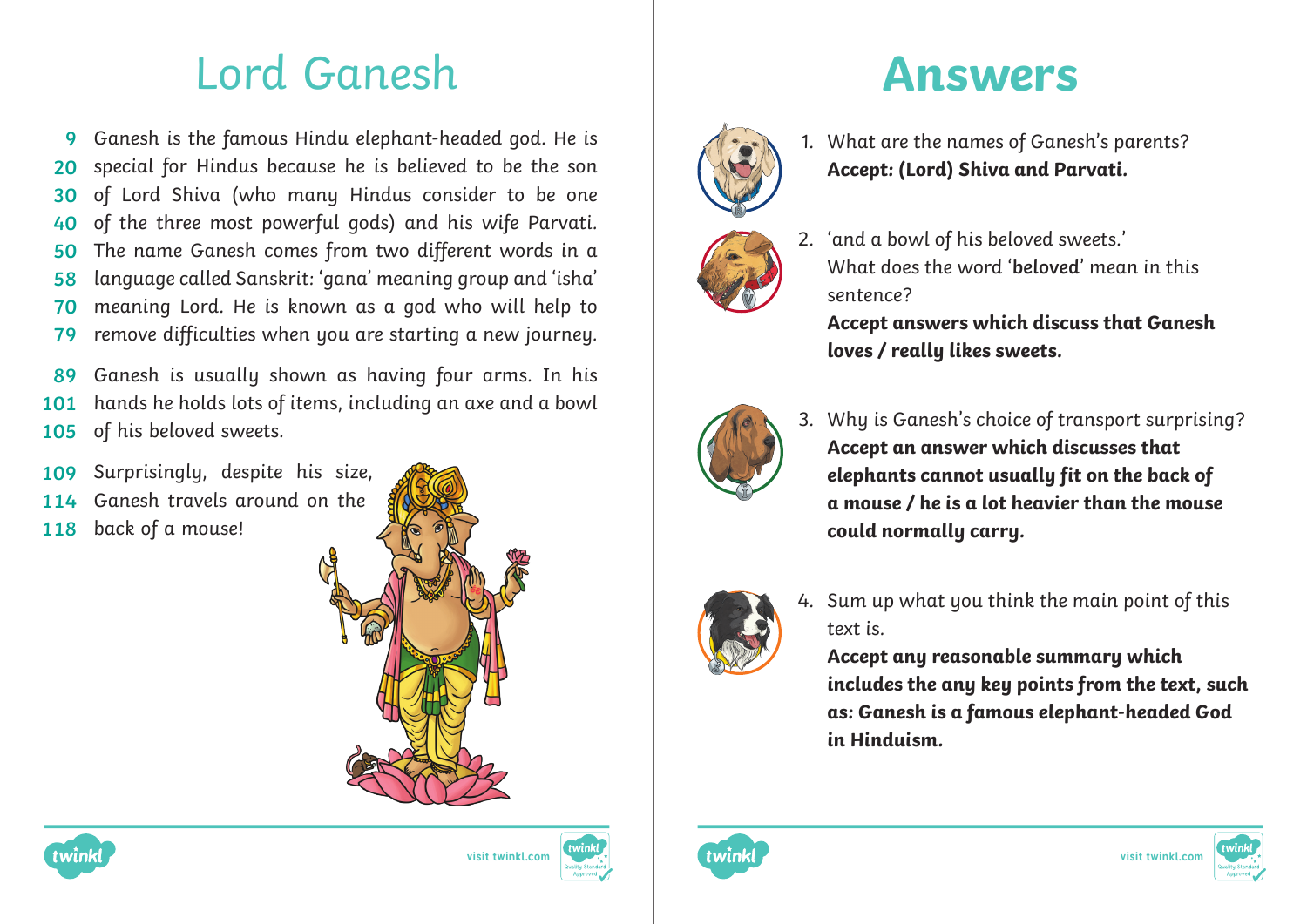# Lord Ganesh

9 Ganesh is the famous Hindu elephant-headed god. He is
20 special for Hindus because he is believed to be the son
30 of Lord Shiva (who many Hindus consider to be one
40 of the three most powerful gods) and his wife Parvati.
50 The name Ganesh comes from two different words in a
58 language called Sanskrit: 'gana' meaning group and 'isha'
70 meaning Lord. He is known as a god who will help to
79 remove difficulties when you are starting a new journey.

89 Ganesh is usually shown as having four arms. In his
101 hands he holds lots of items, including an axe and a bowl
105 of his beloved sweets.

109 Surprisingly, despite his size,
114 Ganesh travels around on the
118 back of a mouse!

# Answers

1. What are the names of Ganesh's parents?
   **Accept: (Lord) Shiva and Parvati.**

2. 'and a bowl of his beloved sweets.'
   What does the word '**beloved**' mean in this sentence?
   **Accept answers which discuss that Ganesh loves / really likes sweets.**

3. Why is Ganesh's choice of transport surprising?
   **Accept an answer which discusses that elephants cannot usually fit on the back of a mouse / he is a lot heavier than the mouse could normally carry.**

4. Sum up what you think the main point of this text is.
   **Accept any reasonable summary which includes the any key points from the text, such as: Ganesh is a famous elephant-headed God in Hinduism.**